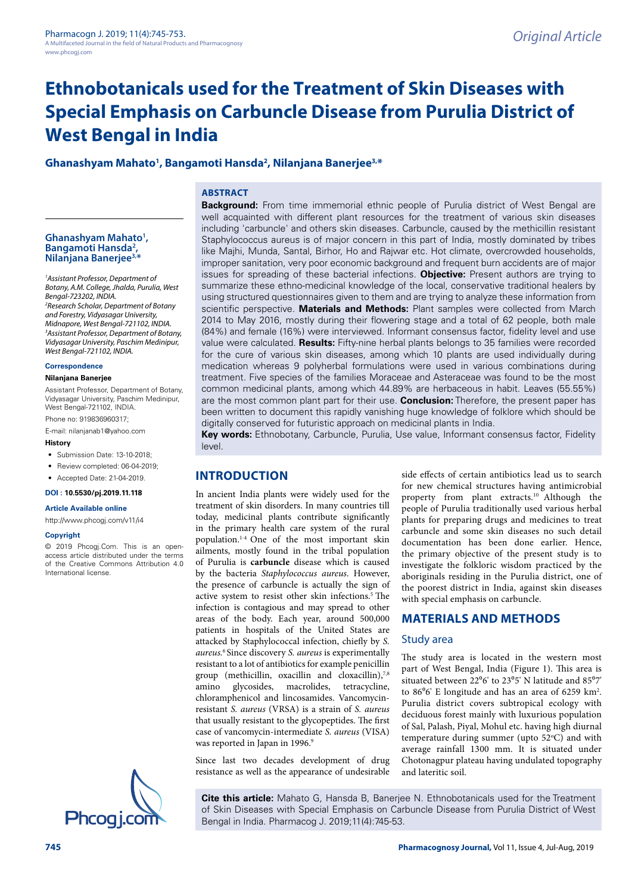Original Article

# Ethnobotanicals used for the Treatment of Skin Diseases with Special Emphasis on Carbuncle Disease from Purulia District of West Bengal in India

**Ghanashyam Mahato[1], Bangamoti Hansda[2], Nilanjana Banerjee[3,*]**

## ABSTRACT

**Background:** From time immemorial ethnic people of Purulia district of West Bengal are well acquainted with different plant resources for the treatment of various skin diseases including 'carbuncle' and others skin diseases. Carbuncle, caused by the methicillin resistant Staphylococcus aureus is of major concern in this part of India, mostly dominated by tribes like Majhi, Munda, Santal, Birhor, Ho and Rajwar etc. Hot climate, overcrowded households, improper sanitation, very poor economic background and frequent burn accidents are of major issues for spreading of these bacterial infections. **Objective:** Present authors are trying to summarize these ethno-medicinal knowledge of the local, conservative traditional healers by using structured questionnaires given to them and are trying to analyze these information from scientific perspective. **Materials and Methods:** Plant samples were collected from March 2014 to May 2016, mostly during their flowering stage and a total of 62 people, both male (84%) and female (16%) were interviewed. Informant consensus factor, fidelity level and use value were calculated. **Results:** Fifty-nine herbal plants belongs to 35 families were recorded for the cure of various skin diseases, among which 10 plants are used individually during medication whereas 9 polyherbal formulations were used in various combinations during treatment. Five species of the families Moraceae and Asteraceae was found to be the most common medicinal plants, among which 44.89% are herbaceous in habit. Leaves (55.55%) are the most common plant part for their use. **Conclusion:** Therefore, the present paper has been written to document this rapidly vanishing huge knowledge of folklore which should be digitally conserved for futuristic approach on medicinal plants in India.

**Key words:** Ethnobotany, Carbuncle, Purulia, Use value, Informant consensus factor, Fidelity level.

**Ghanashyam Mahato[1], Bangamoti Hansda[2], Nilanjana Banerjee[3,*]**

*[1]Assistant Professor, Department of Botany, A.M. College, Jhalda, Purulia, West Bengal-723202, INDIA.*
*[2]Research Scholar, Department of Botany and Forestry, Vidyasagar University, Midnapore, West Bengal-721102, INDIA.*
*[3]Assistant Professor, Department of Botany, Vidyasagar University, Paschim Medinipur, West Bengal-721102, INDIA.*

**Correspondence**

**Nilanjana Banerjee**

Assistant Professor, Department of Botany, Vidyasagar University, Paschim Medinipur, West Bengal-721102, INDIA.

Phone no: 919836960317;

E-mail: nilanjanab1@yahoo.com

**History**

- Submission Date: 13-10-2018;
- Review completed: 06-04-2019;
- Accepted Date: 21-04-2019.

**DOI : 10.5530/pj.2019.11.118**

**Article Available online**

http://www.phcogj.com/v11/i4

**Copyright**

© 2019 Phcogj.Com. This is an open-access article distributed under the terms of the Creative Commons Attribution 4.0 International license.

## INTRODUCTION

In ancient India plants were widely used for the treatment of skin disorders. In many countries till today, medicinal plants contribute significantly in the primary health care system of the rural population.[1-4] One of the most important skin ailments, mostly found in the tribal population of Purulia is **carbuncle** disease which is caused by the bacteria *Staphylococcus aureus*. However, the presence of carbuncle is actually the sign of active system to resist other skin infections.[5] The infection is contagious and may spread to other areas of the body. Each year, around 500,000 patients in hospitals of the United States are attacked by Staphylococcal infection, chiefly by *S. aureus.*[6] Since discovery *S. aureus* is experimentally resistant to a lot of antibiotics for example penicillin group (methicillin, oxacillin and cloxacillin),[7,8] amino glycosides, macrolides, tetracycline, chloramphenicol and lincosamides. Vancomycin-resistant *S. aureus* (VRSA) is a strain of *S. aureus* that usually resistant to the glycopeptides. The first case of vancomycin-intermediate *S. aureus* (VISA) was reported in Japan in 1996.[9]

Since last two decades development of drug resistance as well as the appearance of undesirable side effects of certain antibiotics lead us to search for new chemical structures having antimicrobial property from plant extracts.[10] Although the people of Purulia traditionally used various herbal plants for preparing drugs and medicines to treat carbuncle and some skin diseases no such detail documentation has been done earlier. Hence, the primary objective of the present study is to investigate the folkloric wisdom practiced by the aboriginals residing in the Purulia district, one of the poorest district in India, against skin diseases with special emphasis on carbuncle.

## MATERIALS AND METHODS

### Study area

The study area is located in the western most part of West Bengal, India (Figure 1). This area is situated between 22$^{0}$6' to 23$^{0}$5' N latitude and 85$^{0}$7' to 86$^{0}$6' E longitude and has an area of 6259 km$^{2}$. Purulia district covers subtropical ecology with deciduous forest mainly with luxurious population of Sal, Palash, Piyal, Mohul etc. having high diurnal temperature during summer (upto 52$^{o}$C) and with average rainfall 1300 mm. It is situated under Chotonagpur plateau having undulated topography and lateritic soil.

**Cite this article:** Mahato G, Hansda B, Banerjee N. Ethnobotanicals used for the Treatment of Skin Diseases with Special Emphasis on Carbuncle Disease from Purulia District of West Bengal in India. Pharmacog J. 2019;11(4):745-53.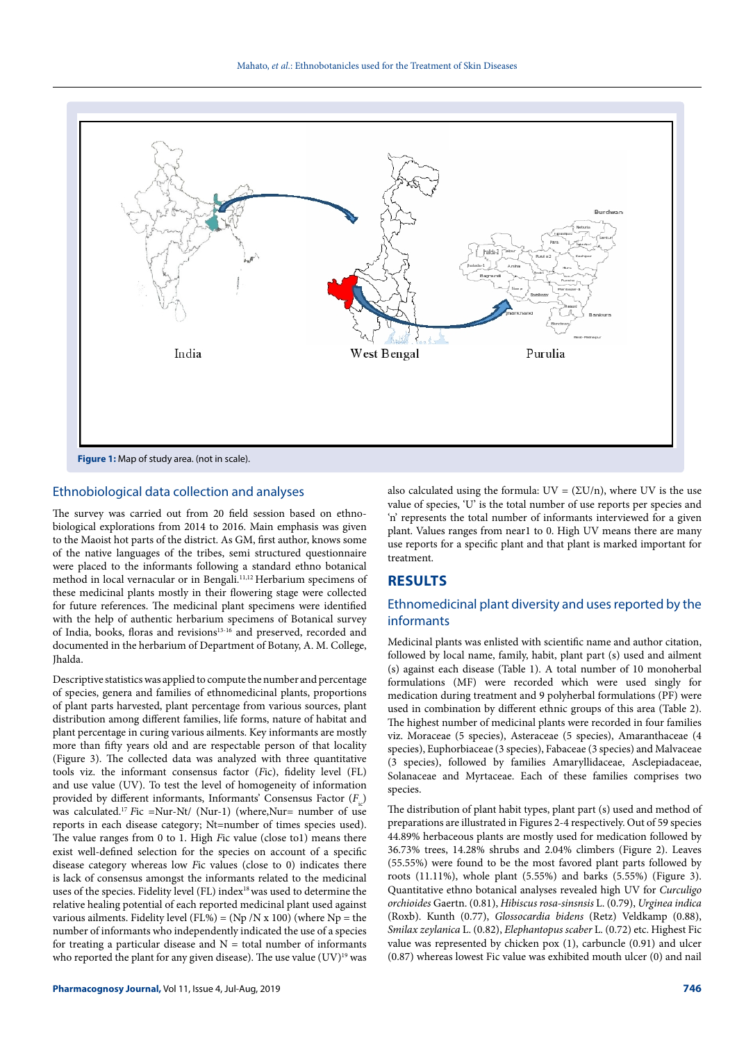Figure 1: Map of study area. (not in scale).

## Ethnobiological data collection and analyses

The survey was carried out from 20 field session based on ethno-biological explorations from 2014 to 2016. Main emphasis was given to the Maoist hot parts of the district. As GM, first author, knows some of the native languages of the tribes, semi structured questionnaire were placed to the informants following a standard ethno botanical method in local vernacular or in Bengali.[11,12] Herbarium specimens of these medicinal plants mostly in their flowering stage were collected for future references. The medicinal plant specimens were identified with the help of authentic herbarium specimens of Botanical survey of India, books, floras and revisions[13-16] and preserved, recorded and documented in the herbarium of Department of Botany, A. M. College, Jhalda.

Descriptive statistics was applied to compute the number and percentage of species, genera and families of ethnomedicinal plants, proportions of plant parts harvested, plant percentage from various sources, plant distribution among different families, life forms, nature of habitat and plant percentage in curing various ailments. Key informants are mostly more than fifty years old and are respectable person of that locality (Figure 3). The collected data was analyzed with three quantitative tools viz. the informant consensus factor (*F*ic), fidelity level (FL) and use value (UV). To test the level of homogeneity of information provided by different informants, Informants' Consensus Factor ($F_{ic}$) was calculated.[17] *F*ic =Nur-Nt/ (Nur-1) (where,Nur= number of use reports in each disease category; Nt=number of times species used). The value ranges from 0 to 1. High *F*ic value (close to1) means there exist well-defined selection for the species on account of a specific disease category whereas low *F*ic values (close to 0) indicates there is lack of consensus amongst the informants related to the medicinal uses of the species. Fidelity level (FL) index[18] was used to determine the relative healing potential of each reported medicinal plant used against various ailments. Fidelity level (FL%) = (Np /N x 100) (where Np = the number of informants who independently indicated the use of a species for treating a particular disease and N = total number of informants who reported the plant for any given disease). The use value (UV)[19] was also calculated using the formula: UV = (ΣU/n), where UV is the use value of species, 'U' is the total number of use reports per species and 'n' represents the total number of informants interviewed for a given plant. Values ranges from near1 to 0. High UV means there are many use reports for a specific plant and that plant is marked important for treatment.

## RESULTS

### Ethnomedicinal plant diversity and uses reported by the informants

Medicinal plants was enlisted with scientific name and author citation, followed by local name, family, habit, plant part (s) used and ailment (s) against each disease (Table 1). A total number of 10 monoherbal formulations (MF) were recorded which were used singly for medication during treatment and 9 polyherbal formulations (PF) were used in combination by different ethnic groups of this area (Table 2). The highest number of medicinal plants were recorded in four families viz. Moraceae (5 species), Asteraceae (5 species), Amaranthaceae (4 species), Euphorbiaceae (3 species), Fabaceae (3 species) and Malvaceae (3 species), followed by families Amaryllidaceae, Asclepiadaceae, Solanaceae and Myrtaceae. Each of these families comprises two species.

The distribution of plant habit types, plant part (s) used and method of preparations are illustrated in Figures 2-4 respectively. Out of 59 species 44.89% herbaceous plants are mostly used for medication followed by 36.73% trees, 14.28% shrubs and 2.04% climbers (Figure 2). Leaves (55.55%) were found to be the most favored plant parts followed by roots (11.11%), whole plant (5.55%) and barks (5.55%) (Figure 3). Quantitative ethno botanical analyses revealed high UV for *Curculigo orchioides* Gaertn. (0.81), *Hibiscus rosa-sinsnsis* L. (0.79), *Urginea indica* (Roxb). Kunth (0.77), *Glossocardia bidens* (Retz) Veldkamp (0.88), *Smilax zeylanica* L. (0.82), *Elephantopus scaber* L. (0.72) etc. Highest Fic value was represented by chicken pox (1), carbuncle (0.91) and ulcer (0.87) whereas lowest Fic value was exhibited mouth ulcer (0) and nail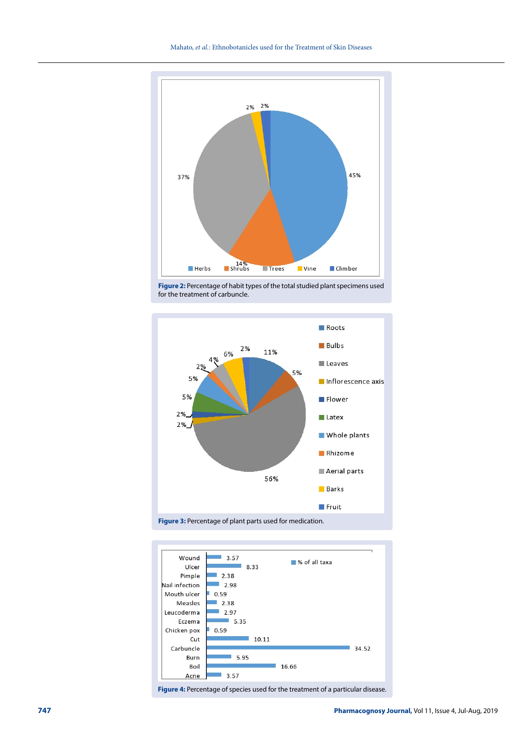Figure 2: Percentage of habit types of the total studied plant specimens used for the treatment of carbuncle.

Figure 3: Percentage of plant parts used for medication.

Figure 4: Percentage of species used for the treatment of a particular disease.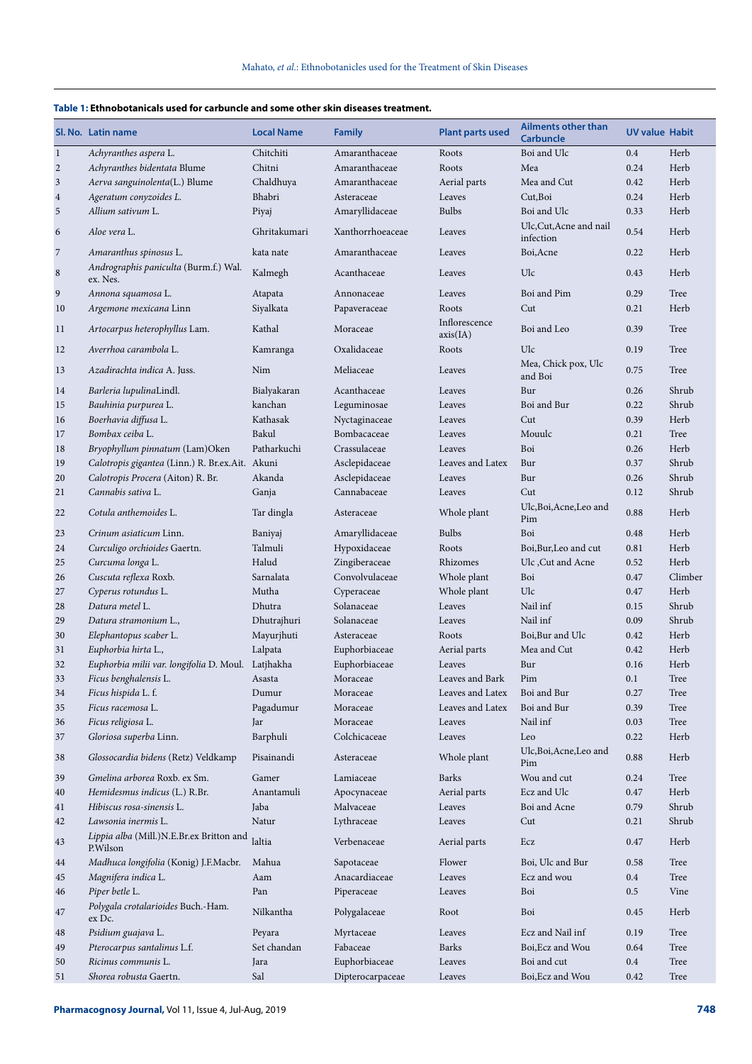**Table 1: Ethnobotanicals used for carbuncle and some other skin diseases treatment.**

| Sl. No. | Latin name | Local Name | Family | Plant parts used | Ailments other than Carbuncle | UV value | Habit |
|---|---|---|---|---|---|---|---|
| 1 | *Achyranthes aspera* L. | Chitchiti | Amaranthaceae | Roots | Boi and Ulc | 0.4 | Herb |
| 2 | *Achyranthes bidentata* Blume | Chitni | Amaranthaceae | Roots | Mea | 0.24 | Herb |
| 3 | *Aerva sanguinolenta*(L.) Blume | Chaldhuya | Amaranthaceae | Aerial parts | Mea and Cut | 0.42 | Herb |
| 4 | *Ageratum conyzoides L.* | Bhabri | Asteraceae | Leaves | Cut,Boi | 0.24 | Herb |
| 5 | *Allium sativum* L. | Piyaj | Amaryllidaceae | Bulbs | Boi and Ulc | 0.33 | Herb |
| 6 | *Aloe vera* L. | Ghritakumari | Xanthorrhoeaceae | Leaves | Ulc,Cut,Acne and nail infection | 0.54 | Herb |
| 7 | *Amaranthus spinosus* L. | kata nate | Amaranthaceae | Leaves | Boi,Acne | 0.22 | Herb |
| 8 | *Andrographis paniculta* (Burm.f.) Wal. ex. Nes. | Kalmegh | Acanthaceae | Leaves | Ulc | 0.43 | Herb |
| 9 | *Annona squamosa* L. | Atapata | Annonaceae | Leaves | Boi and Pim | 0.29 | Tree |
| 10 | *Argemone mexicana* Linn | Siyalkata | Papaveraceae | Roots | Cut | 0.21 | Herb |
| 11 | *Artocarpus heterophyllus* Lam. | Kathal | Moraceae | Inflorescence axis(IA) | Boi and Leo | 0.39 | Tree |
| 12 | *Averrhoa carambola* L. | Kamranga | Oxalidaceae | Roots | Ulc | 0.19 | Tree |
| 13 | *Azadirachta indica* A. Juss. | Nim | Meliaceae | Leaves | Mea, Chick pox, Ulc and Boi | 0.75 | Tree |
| 14 | *Barleria lupulina*Lindl. | Bialyakaran | Acanthaceae | Leaves | Bur | 0.26 | Shrub |
| 15 | *Bauhinia purpurea* L. | kanchan | Leguminosae | Leaves | Boi and Bur | 0.22 | Shrub |
| 16 | *Boerhavia diffusa* L. | Kathasak | Nyctaginaceae | Leaves | Cut | 0.39 | Herb |
| 17 | *Bombax ceiba* L. | Bakul | Bombacaceae | Leaves | Mouulc | 0.21 | Tree |
| 18 | *Bryophyllum pinnatum* (Lam)Oken | Patharkuchi | Crassulaceae | Leaves | Boi | 0.26 | Herb |
| 19 | *Calotropis gigantea* (Linn.) R. Br.ex.Ait. | Akuni | Asclepidaceae | Leaves and Latex | Bur | 0.37 | Shrub |
| 20 | *Calotropis Procera* (Aiton) R. Br. | Akanda | Asclepidaceae | Leaves | Bur | 0.26 | Shrub |
| 21 | *Cannabis sativa* L. | Ganja | Cannabaceae | Leaves | Cut | 0.12 | Shrub |
| 22 | *Cotula anthemoides* L. | Tar dingla | Asteraceae | Whole plant | Ulc,Boi,Acne,Leo and Pim | 0.88 | Herb |
| 23 | *Crinum asiaticum* Linn. | Baniyaj | Amaryllidaceae | Bulbs | Boi | 0.48 | Herb |
| 24 | *Curculigo orchioides* Gaertn. | Talmuli | Hypoxidaceae | Roots | Boi,Bur,Leo and cut | 0.81 | Herb |
| 25 | *Curcuma longa* L. | Halud | Zingiberaceae | Rhizomes | Ulc ,Cut and Acne | 0.52 | Herb |
| 26 | *Cuscuta reflexa* Roxb. | Sarnalata | Convolvulaceae | Whole plant | Boi | 0.47 | Climber |
| 27 | *Cyperus rotundus* L. | Mutha | Cyperaceae | Whole plant | Ulc | 0.47 | Herb |
| 28 | *Datura metel* L. | Dhutra | Solanaceae | Leaves | Nail inf | 0.15 | Shrub |
| 29 | *Datura stramonium* L., | Dhutrajhuri | Solanaceae | Leaves | Nail inf | 0.09 | Shrub |
| 30 | *Elephantopus scaber* L. | Mayurjhuti | Asteraceae | Roots | Boi,Bur and Ulc | 0.42 | Herb |
| 31 | *Euphorbia hirta* L., | Lalpata | Euphorbiaceae | Aerial parts | Mea and Cut | 0.42 | Herb |
| 32 | *Euphorbia milii var. longifolia* D. Moul. | Latjhakha | Euphorbiaceae | Leaves | Bur | 0.16 | Herb |
| 33 | *Ficus benghalensis* L. | Asasta | Moraceae | Leaves and Bark | Pim | 0.1 | Tree |
| 34 | *Ficus hispida* L. f. | Dumur | Moraceae | Leaves and Latex | Boi and Bur | 0.27 | Tree |
| 35 | *Ficus racemosa* L. | Pagadumur | Moraceae | Leaves and Latex | Boi and Bur | 0.39 | Tree |
| 36 | *Ficus religiosa* L. | Jar | Moraceae | Leaves | Nail inf | 0.03 | Tree |
| 37 | *Gloriosa superba* Linn. | Barphuli | Colchicaceae | Leaves | Leo | 0.22 | Herb |
| 38 | *Glossocardia bidens* (Retz) Veldkamp | Pisainandi | Asteraceae | Whole plant | Ulc,Boi,Acne,Leo and Pim | 0.88 | Herb |
| 39 | *Gmelina arborea* Roxb. ex Sm. | Gamer | Lamiaceae | Barks | Wou and cut | 0.24 | Tree |
| 40 | *Hemidesmus indicus* (L.) R.Br. | Anantamuli | Apocynaceae | Aerial parts | Ecz and Ulc | 0.47 | Herb |
| 41 | *Hibiscus rosa-sinensis* L. | Jaba | Malvaceae | Leaves | Boi and Acne | 0.79 | Shrub |
| 42 | *Lawsonia inermis* L. | Natur | Lythraceae | Leaves | Cut | 0.21 | Shrub |
| 43 | *Lippia alba* (Mill.)N.E.Br.ex Britton and P.Wilson | laltia | Verbenaceae | Aerial parts | Ecz | 0.47 | Herb |
| 44 | *Madhuca longifolia* (Konig) J.F.Macbr. | Mahua | Sapotaceae | Flower | Boi, Ulc and Bur | 0.58 | Tree |
| 45 | *Magnifera indica* L. | Aam | Anacardiaceae | Leaves | Ecz and wou | 0.4 | Tree |
| 46 | *Piper betle* L. | Pan | Piperaceae | Leaves | Boi | 0.5 | Vine |
| 47 | *Polygala crotalarioides* Buch.-Ham. ex Dc. | Nilkantha | Polygalaceae | Root | Boi | 0.45 | Herb |
| 48 | *Psidium guajava* L. | Peyara | Myrtaceae | Leaves | Ecz and Nail inf | 0.19 | Tree |
| 49 | *Pterocarpus santalinus* L.f. | Set chandan | Fabaceae | Barks | Boi,Ecz and Wou | 0.64 | Tree |
| 50 | *Ricinus communis* L. | Jara | Euphorbiaceae | Leaves | Boi and cut | 0.4 | Tree |
| 51 | *Shorea robusta* Gaertn. | Sal | Dipterocarpaceae | Leaves | Boi,Ecz and Wou | 0.42 | Tree |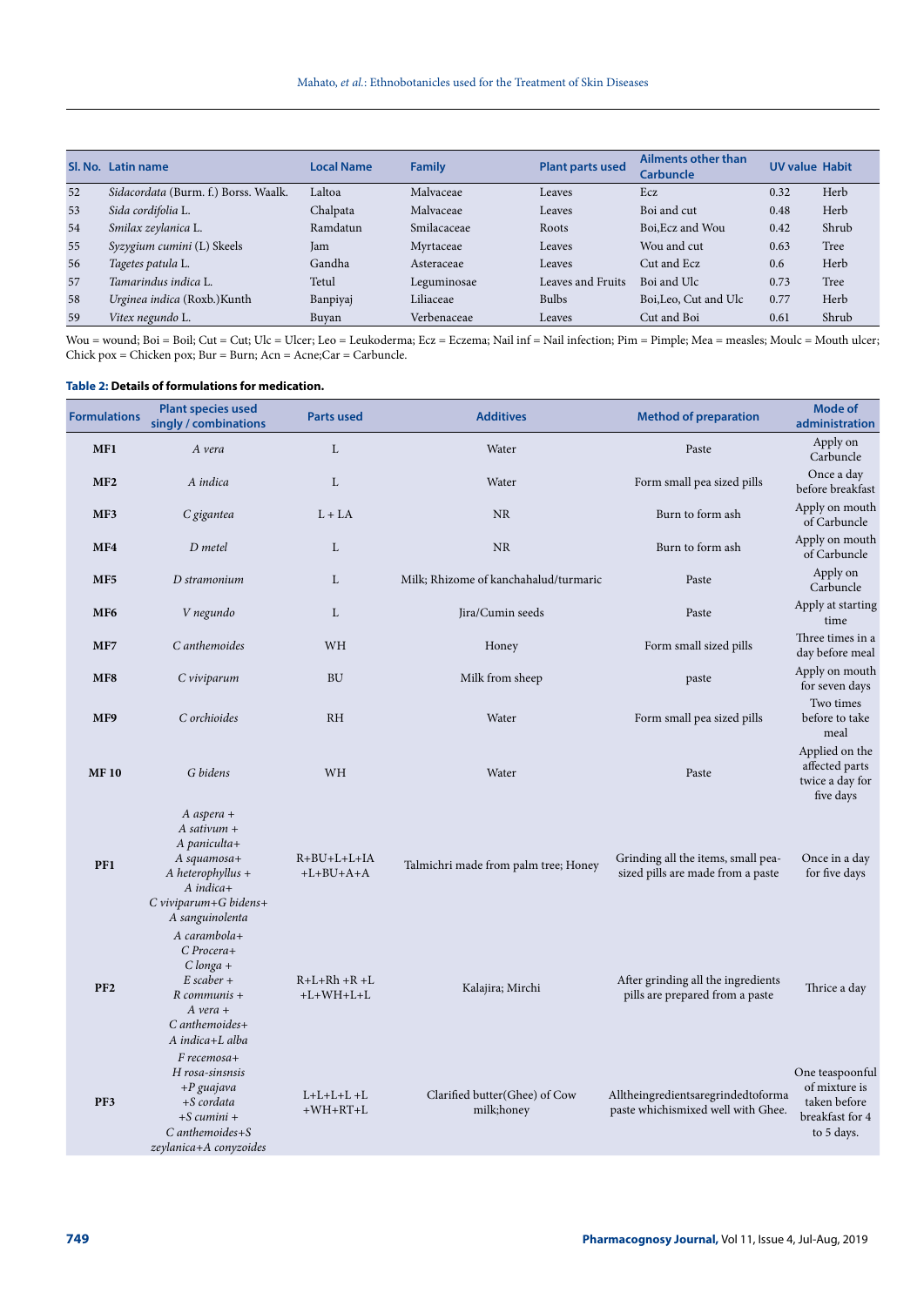| Sl. No. | Latin name | Local Name | Family | Plant parts used | Ailments other than Carbuncle | UV value | Habit |
|---|---|---|---|---|---|---|---|
| 52 | *Sidacordata* (Burm. f.) Borss. Waalk. | Laltoa | Malvaceae | Leaves | Ecz | 0.32 | Herb |
| 53 | *Sida cordifolia* L. | Chalpata | Malvaceae | Leaves | Boi and cut | 0.48 | Herb |
| 54 | *Smilax zeylanica* L. | Ramdatun | Smilacaceae | Roots | Boi,Ecz and Wou | 0.42 | Shrub |
| 55 | *Syzygium cumini* (L) Skeels | Jam | Myrtaceae | Leaves | Wou and cut | 0.63 | Tree |
| 56 | *Tagetes patula* L. | Gandha | Asteraceae | Leaves | Cut and Ecz | 0.6 | Herb |
| 57 | *Tamarindus indica* L. | Tetul | Leguminosae | Leaves and Fruits | Boi and Ulc | 0.73 | Tree |
| 58 | *Urginea indica* (Roxb.)Kunth | Banpiyaj | Liliaceae | Bulbs | Boi,Leo, Cut and Ulc | 0.77 | Herb |
| 59 | *Vitex negundo* L. | Buyan | Verbenaceae | Leaves | Cut and Boi | 0.61 | Shrub |

Wou = wound; Boi = Boil; Cut = Cut; Ulc = Ulcer; Leo = Leukoderma; Ecz = Eczema; Nail inf = Nail infection; Pim = Pimple; Mea = measles; Moulc = Mouth ulcer; Chick pox = Chicken pox; Bur = Burn; Acn = Acne;Car = Carbuncle.

**Table 2: Details of formulations for medication.**

| Formulations | Plant species used singly / combinations | Parts used | Additives | Method of preparation | Mode of administration |
|---|---|---|---|---|---|
| **MF1** | *A vera* | L | Water | Paste | Apply on Carbuncle |
| **MF2** | *A indica* | L | Water | Form small pea sized pills | Once a day before breakfast |
| **MF3** | *C gigantea* | L + LA | NR | Burn to form ash | Apply on mouth of Carbuncle |
| **MF4** | *D metel* | L | NR | Burn to form ash | Apply on mouth of Carbuncle |
| **MF5** | *D stramonium* | L | Milk; Rhizome of kanchahalud/turmaric | Paste | Apply on Carbuncle |
| **MF6** | *V negundo* | L | Jira/Cumin seeds | Paste | Apply at starting time |
| **MF7** | *C anthemoides* | WH | Honey | Form small sized pills | Three times in a day before meal |
| **MF8** | *C viviparum* | BU | Milk from sheep | paste | Apply on mouth for seven days |
| **MF9** | *C orchioides* | RH | Water | Form small pea sized pills | Two times before to take meal |
| **MF 10** | *G bidens* | WH | Water | Paste | Applied on the affected parts twice a day for five days |
| **PF1** | *A aspera* + *A sativum* + *A paniculta*+ *A squamosa*+ *A heterophyllus* + *A indica*+ *C viviparum*+*G bidens*+ *A sanguinolenta* | R+BU+L+L+IA +L+BU+A+A | Talmichri made from palm tree; Honey | Grinding all the items, small pea-sized pills are made from a paste | Once in a day for five days |
| **PF2** | *A carambola*+ *C Procera*+ *C longa* + *E scaber* + *R communis* + *A vera* + *C anthemoides*+ *A indica*+*L alba* | R+L+Rh +R +L +L+WH+L+L | Kalajira; Mirchi | After grinding all the ingredients pills are prepared from a paste | Thrice a day |
| **PF3** | *F recemosa*+ *H rosa-sinsnsis* +*P guajava* +*S cordata* +*S cumini* + *C anthemoides*+*S zeylanica*+*A conyzoides* | L+L+L+L +L +WH+RT+L | Clarified butter(Ghee) of Cow milk;honey | Alltheingredientsaregrindedtoforma paste whichismixed well with Ghee. | One teaspoonful of mixture is taken before breakfast for 4 to 5 days. |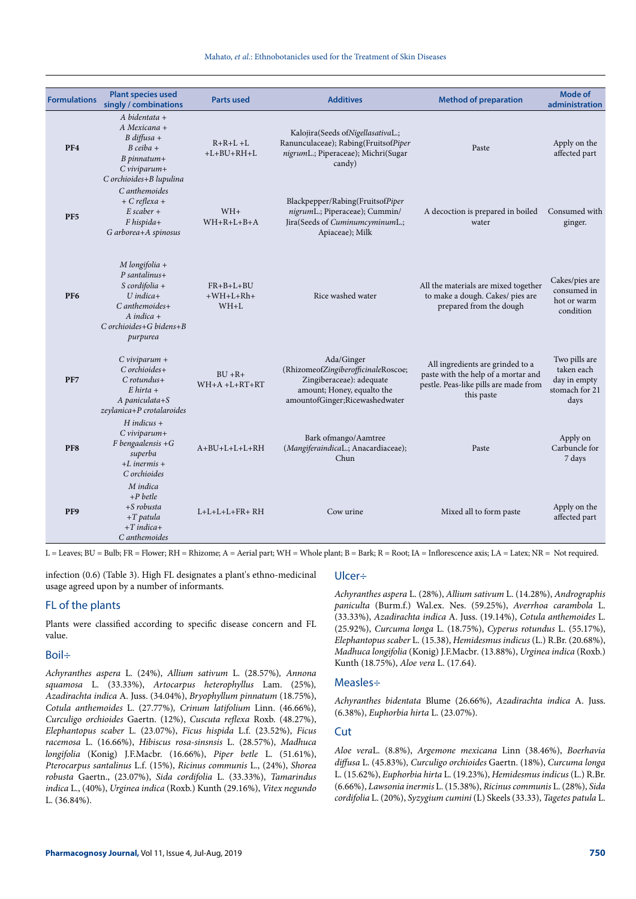| Formulations | Plant species used singly / combinations | Parts used | Additives | Method of preparation | Mode of administration |
|---|---|---|---|---|---|
| PF4 | *A bidentata* + *A Mexicana* + *B diffusa* + *B ceiba* + *B pinnatum*+ *C viviparum*+ *C orchioides*+*B lupulina* | R+R+L +L +L+BU+RH+L | Kalojira(Seeds of*Nigellasativa*L.; Ranunculaceae); Rabing(Fruitsof*Piper nigrum*L.; Piperaceae); Michri(Sugar candy) | Paste | Apply on the affected part |
| PF5 | *C anthemoides* + *C reflexa* + *E scaber* + *F hispida*+ *G arborea*+*A spinosus* | WH+ WH+R+L+B+A | Blackpepper/Rabing(Fruitsof*Piper nigrum*L.; Piperaceae); Cummin/ Jira(Seeds of *Cuminumcyminum*L.; Apiaceae); Milk | A decoction is prepared in boiled water | Consumed with ginger. |
| PF6 | *M longifolia* + *P santalinus*+ *S cordifolia* + *U indica*+ *C anthemoides*+ *A indica* + *C orchioides*+*G bidens*+*B purpurea* | FR+B+L+BU +WH+L+Rh+ WH+L | Rice washed water | All the materials are mixed together to make a dough. Cakes/ pies are prepared from the dough | Cakes/pies are consumed in hot or warm condition |
| PF7 | *C viviparum* + *C orchioides*+ *C rotundus*+ *E hirta* + *A paniculata*+*S zeylanica*+*P crotalaroides* | BU +R+ WH+A +L+RT+RT | Ada/Ginger (Rhizomeof*Zingiberofficinale*Roscoe; Zingiberaceae): adequate amount; Honey, equalto the amountofGinger;Ricewashedwater | All ingredients are grinded to a paste with the help of a mortar and pestle. Peas-like pills are made from this paste | Two pills are taken each day in empty stomach for 21 days |
| PF8 | *H indicus* + *C viviparum*+ *F bengaalensis* +*G superba* +*L inermis* + *C orchioides* | A+BU+L+L+L+RH | Bark ofmango/Aamtree (*Mangiferaindica*L.; Anacardiaceae); Chun | Paste | Apply on Carbuncle for 7 days |
| PF9 | *M indica* +*P betle* +*S robusta* +*T patula* +*T indica*+ *C anthemoides* | L+L+L+L+FR+ RH | Cow urine | Mixed all to form paste | Apply on the affected part |

L = Leaves; BU = Bulb; FR = Flower; RH = Rhizome; A = Aerial part; WH = Whole plant; B = Bark; R = Root; IA = Inflorescence axis; LA = Latex; NR = Not required.

infection (0.6) (Table 3). High FL designates a plant's ethno-medicinal usage agreed upon by a number of informants.

## FL of the plants

Plants were classified according to specific disease concern and FL value.

### Boil÷

*Achyranthes aspera* L. (24%), *Allium sativum* L. (28.57%), *Annona squamosa* L. (33.33%), *Artocarpus heterophyllus* Lam. (25%), *Azadirachta indica* A. Juss. (34.04%), *Bryophyllum pinnatum* (18.75%), *Cotula anthemoides* L. (27.77%), *Crinum latifolium* Linn. (46.66%), *Curculigo orchioides* Gaertn. (12%), *Cuscuta reflexa* Roxb. (48.27%), *Elephantopus scaber* L. (23.07%), *Ficus hispida* L.f. (23.52%), *Ficus racemosa* L. (16.66%), *Hibiscus rosa-sinsnsis* L. (28.57%), *Madhuca longifolia* (Konig) J.F.Macbr. (16.66%), *Piper betle* L. (51.61%), *Pterocarpus santalinus* L.f. (15%), *Ricinus communis* L., (24%), *Shorea robusta* Gaertn., (23.07%), *Sida cordifolia* L. (33.33%), *Tamarindus indica* L., (40%), *Urginea indica* (Roxb.) Kunth (29.16%), *Vitex negundo* L. (36.84%).

### Ulcer÷

*Achyranthes aspera* L. (28%), *Allium sativum* L. (14.28%), *Andrographis paniculta* (Burm.f.) Wal.ex. Nes. (59.25%), *Averrhoa carambola* L. (33.33%), *Azadirachta indica* A. Juss. (19.14%), *Cotula anthemoides* L. (25.92%), *Curcuma longa* L. (18.75%), *Cyperus rotundus* L. (55.17%), *Elephantopus scaber* L. (15.38), *Hemidesmus indicus* (L.) R.Br. (20.68%), *Madhuca longifolia* (Konig) J.F.Macbr. (13.88%), *Urginea indica* (Roxb.) Kunth (18.75%), *Aloe vera* L. (17.64).

### Measles÷

*Achyranthes bidentata* Blume (26.66%), *Azadirachta indica* A. Juss. (6.38%), *Euphorbia hirta* L. (23.07%).

### Cut

*Aloe vera*L. (8.8%), *Argemone mexicana* Linn (38.46%), *Boerhavia diffusa* L. (45.83%), *Curculigo orchioides* Gaertn. (18%), *Curcuma longa* L. (15.62%), *Euphorbia hirta* L. (19.23%), *Hemidesmus indicus* (L.) R.Br. (6.66%), *Lawsonia inermis* L. (15.38%), *Ricinus communis* L. (28%), *Sida cordifolia* L. (20%), *Syzygium cumini* (L) Skeels (33.33), *Tagetes patula* L.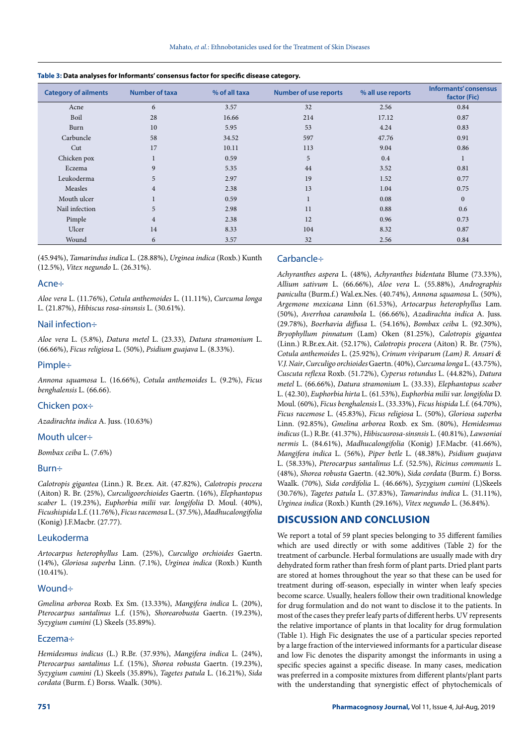**Table 3: Data analyses for Informants' consensus factor for specific disease category.**

| Category of ailments | Number of taxa | % of all taxa | Number of use reports | % all use reports | Informants' consensus factor (Fic) |
|---|---|---|---|---|---|
| Acne | 6 | 3.57 | 32 | 2.56 | 0.84 |
| Boil | 28 | 16.66 | 214 | 17.12 | 0.87 |
| Burn | 10 | 5.95 | 53 | 4.24 | 0.83 |
| Carbuncle | 58 | 34.52 | 597 | 47.76 | 0.91 |
| Cut | 17 | 10.11 | 113 | 9.04 | 0.86 |
| Chicken pox | 1 | 0.59 | 5 | 0.4 | 1 |
| Eczema | 9 | 5.35 | 44 | 3.52 | 0.81 |
| Leukoderma | 5 | 2.97 | 19 | 1.52 | 0.77 |
| Measles | 4 | 2.38 | 13 | 1.04 | 0.75 |
| Mouth ulcer | 1 | 0.59 | 1 | 0.08 | 0 |
| Nail infection | 5 | 2.98 | 11 | 0.88 | 0.6 |
| Pimple | 4 | 2.38 | 12 | 0.96 | 0.73 |
| Ulcer | 14 | 8.33 | 104 | 8.32 | 0.87 |
| Wound | 6 | 3.57 | 32 | 2.56 | 0.84 |

(45.94%), *Tamarindus indica* L. (28.88%), *Urginea indica* (Roxb.) Kunth (12.5%), *Vitex negundo* L. (26.31%).

### Acne÷

*Aloe vera* L. (11.76%), *Cotula anthemoides* L. (11.11%), *Curcuma longa* L. (21.87%), *Hibiscus rosa-sinsnsis* L. (30.61%).

### Nail infection÷

*Aloe vera* L. (5.8%), *Datura metel* L. (23.33), *Datura stramonium* L. (66.66%), *Ficus religiosa* L. (50%), *Psidium guajava* L. (8.33%).

### Pimple÷

*Annona squamosa* L. (16.66%), *Cotula anthemoides* L. (9.2%), *Ficus benghalensis* L. (66.66).

### Chicken pox÷

*Azadirachta indica* A. Juss. (10.63%)

### Mouth ulcer÷

*Bombax ceiba* L. (7.6%)

### Burn÷

*Calotropis gigantea* (Linn.) R. Br.ex. Ait. (47.82%), *Calotropis procera* (Aiton) R. Br. (25%), *Curculigoorchioides* Gaertn. (16%), *Elephantopus scaber* L. (19.23%), *Euphorbia milii var. longifolia* D. Moul. (40%), *Ficushispida* L.f. (11.76%), *Ficus racemosa* L. (37.5%), *Madhucalongifolia* (Konig) J.F.Macbr. (27.77).

### Leukoderma

*Artocarpus heterophyllus* Lam. (25%), *Curculigo orchioides* Gaertn. (14%), *Gloriosa superba* Linn. (7.1%), *Urginea indica* (Roxb.) Kunth (10.41%).

### Wound÷

*Gmelina arborea* Roxb. Ex Sm. (13.33%), *Mangifera indica* L. (20%), *Pterocarpus santalinus* L.f. (15%), *Shorearobusta* Gaertn. (19.23%), *Syzygium cumini* (L) Skeels (35.89%).

### Eczema÷

*Hemidesmus indicus* (L.) R.Br. (37.93%), *Mangifera indica* L. (24%), *Pterocarpus santalinus* L.f. (15%), *Shorea robusta* Gaertn. (19.23%), *Syzygium cumini (*L) Skeels (35.89%), *Tagetes patula* L. (16.21%), *Sida cordata* (Burm. f.) Borss. Waalk. (30%).

### Carbancle÷

*Achyranthes aspera* L. (48%), *Achyranthes bidentata* Blume (73.33%), *Allium sativum* L. (66.66%), *Aloe vera* L. (55.88%), *Andrographis paniculta* (Burm.f.) Wal.ex.Nes. (40.74%), *Annona squamosa* L. (50%), *Argemone mexicana* Linn (61.53%), *Artocarpus heterophyllus* Lam. (50%), *Averrhoa carambola* L. (66.66%), *Azadirachta indica* A. Juss. (29.78%), *Boerhavia diffusa* L. (54.16%), *Bombax ceiba* L. (92.30%), *Bryophyllum pinnatum* (Lam) Oken (81.25%), *Calotropis gigantea* (Linn.) R.Br.ex.Ait. (52.17%), *Calotropis procera* (Aiton) R. Br. (75%), *Cotula anthemoides* L. (25.92%), *Crinum viviparum (Lam) R. Ansari & V.J. Nair*, *Curculigo orchioides* Gaertn. (40%), *Curcuma longa* L. (43.75%), *Cuscuta reflexa* Roxb. (51.72%), *Cyperus rotundus* L. (44.82%), *Datura metel* L. (66.66%), *Datura stramonium* L. (33.33), *Elephantopus scaber* L. (42.30), *Euphorbia hirta* L. (61.53%), *Euphorbia milii var. longifolia* D. Moul. (60%), *Ficus benghalensis* L. (33.33%), *Ficus hispida* L.f. (64.70%), *Ficus racemose* L. (45.83%), *Ficus religiosa* L. (50%), *Gloriosa superba* Linn. (92.85%), *Gmelina arborea* Roxb. ex Sm. (80%), *Hemidesmus indicus* (L.) R.Br. (41.37%), *Hibiscusrosa-sinsnsis* L. (40.81%), *Lawsoniai nermis* L. (84.61%), *Madhucalongifolia* (Konig) J.F.Macbr. (41.66%), *Mangifera indica* L. (56%), *Piper betle* L. (48.38%), *Psidium guajava* L. (58.33%), *Pterocarpus santalinus* L.f. (52.5%), *Ricinus communis* L. (48%), *Shorea robusta* Gaertn. (42.30%), *Sida cordata* (Burm. f.) Borss. Waalk. (70%)*, Sida cordifolia* L. (46.66%), *Syzygium cumini* (L)Skeels (30.76%), *Tagetes patula* L. (37.83%), *Tamarindus indica* L. (31.11%), *Urginea indica* (Roxb.) Kunth (29.16%), *Vitex negundo* L. (36.84%).

## DISCUSSION AND CONCLUSION

We report a total of 59 plant species belonging to 35 different families which are used directly or with some additives (Table 2) for the treatment of carbuncle. Herbal formulations are usually made with dry dehydrated form rather than fresh form of plant parts. Dried plant parts are stored at homes throughout the year so that these can be used for treatment during off-season, especially in winter when leafy species become scarce. Usually, healers follow their own traditional knowledge for drug formulation and do not want to disclose it to the patients. In most of the cases they prefer leafy parts of different herbs. UV represents the relative importance of plants in that locality for drug formulation (Table 1). High Fic designates the use of a particular species reported by a large fraction of the interviewed informants for a particular disease and low Fic denotes the disparity amongst the informants in using a specific species against a specific disease. In many cases, medication was preferred in a composite mixtures from different plants/plant parts with the understanding that synergistic effect of phytochemicals of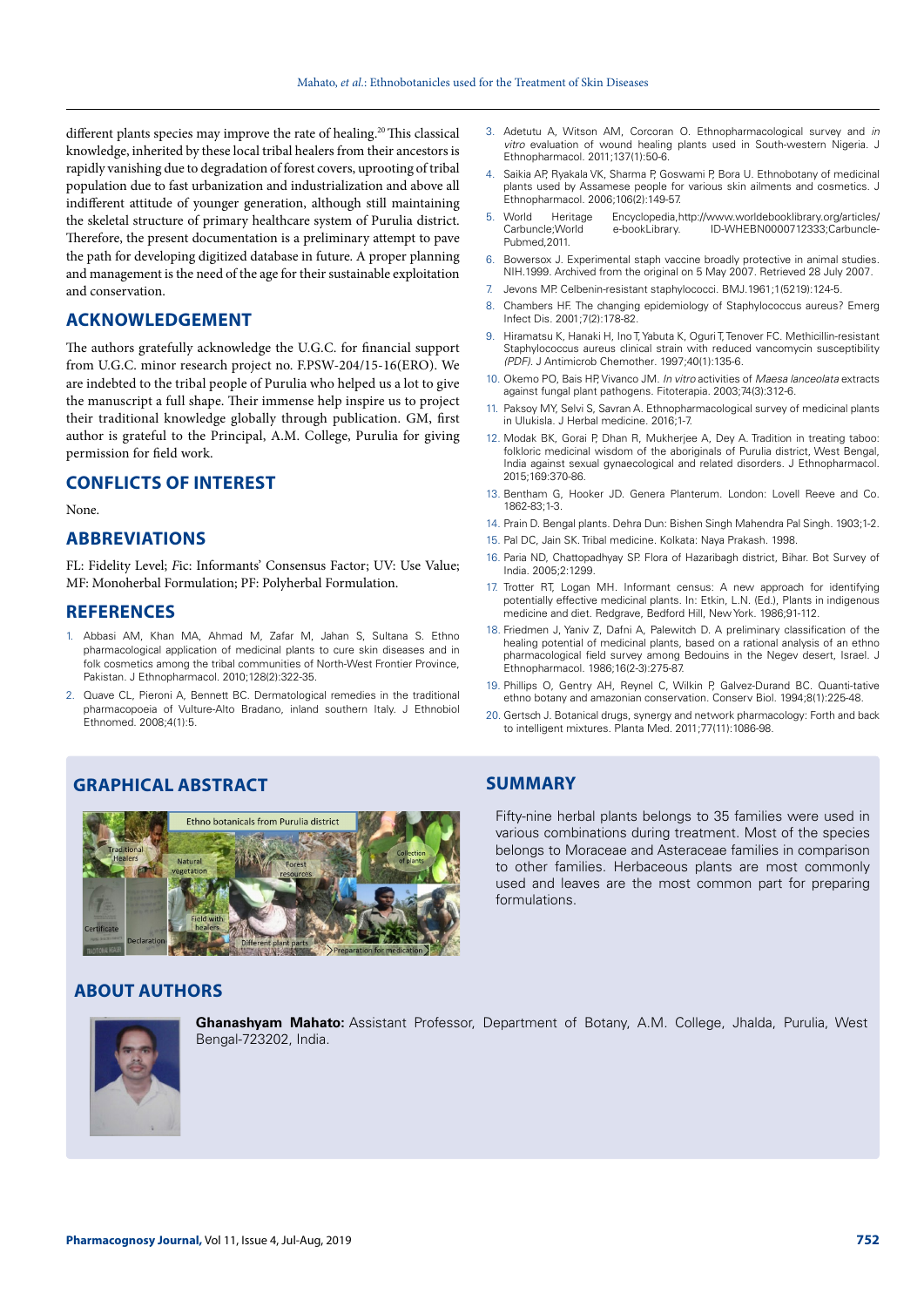different plants species may improve the rate of healing.[20] This classical knowledge, inherited by these local tribal healers from their ancestors is rapidly vanishing due to degradation of forest covers, uprooting of tribal population due to fast urbanization and industrialization and above all indifferent attitude of younger generation, although still maintaining the skeletal structure of primary healthcare system of Purulia district. Therefore, the present documentation is a preliminary attempt to pave the path for developing digitized database in future. A proper planning and management is the need of the age for their sustainable exploitation and conservation.

## ACKNOWLEDGEMENT

The authors gratefully acknowledge the U.G.C. for financial support from U.G.C. minor research project no. F.PSW-204/15-16(ERO). We are indebted to the tribal people of Purulia who helped us a lot to give the manuscript a full shape. Their immense help inspire us to project their traditional knowledge globally through publication. GM, first author is grateful to the Principal, A.M. College, Purulia for giving permission for field work.

## CONFLICTS OF INTEREST

None.

## ABBREVIATIONS

FL: Fidelity Level; *F*ic: Informants' Consensus Factor; UV: Use Value; MF: Monoherbal Formulation; PF: Polyherbal Formulation.

## REFERENCES

1. Abbasi AM, Khan MA, Ahmad M, Zafar M, Jahan S, Sultana S. Ethno pharmacological application of medicinal plants to cure skin diseases and in folk cosmetics among the tribal communities of North-West Frontier Province, Pakistan. J Ethnopharmacol. 2010;128(2):322-35.
2. Quave CL, Pieroni A, Bennett BC. Dermatological remedies in the traditional pharmacopoeia of Vulture-Alto Bradano, inland southern Italy. J Ethnobiol Ethnomed. 2008;4(1):5.
3. Adetutu A, Witson AM, Corcoran O. Ethnopharmacological survey and *in vitro* evaluation of wound healing plants used in South-western Nigeria. J Ethnopharmacol. 2011;137(1):50-6.
4. Saikia AP, Ryakala VK, Sharma P, Goswami P, Bora U. Ethnobotany of medicinal plants used by Assamese people for various skin ailments and cosmetics. J Ethnopharmacol. 2006;106(2):149-57.
5. World Heritage Encyclopedia, http://www.worldebooklibrary.org/articles/ Carbuncle;World e-bookLibrary. ID-WHEBN0000712333;Carbuncle-Pubmed,2011.
6. Bowersox J. Experimental staph vaccine broadly protective in animal studies. NIH.1999. Archived from the original on 5 May 2007. Retrieved 28 July 2007.
7. Jevons MP. Celbenin-resistant staphylococci. BMJ.1961;1(5219):124-5.
8. Chambers HF. The changing epidemiology of Staphylococcus aureus? Emerg Infect Dis. 2001;7(2):178-82.
9. Hiramatsu K, Hanaki H, Ino T, Yabuta K, Oguri T, Tenover FC. Methicillin-resistant Staphylococcus aureus clinical strain with reduced vancomycin susceptibility *(PDF)*. J Antimicrob Chemother. 1997;40(1):135-6.
10. Okemo PO, Bais HP, Vivanco JM. *In vitro* activities of *Maesa lanceolata* extracts against fungal plant pathogens. Fitoterapia. 2003;74(3):312-6.
11. Paksoy MY, Selvi S, Savran A. Ethnopharmacological survey of medicinal plants in Ulukisla. J Herbal medicine. 2016;1-7.
12. Modak BK, Gorai P, Dhan R, Mukherjee A, Dey A. Tradition in treating taboo: folkloric medicinal wisdom of the aboriginals of Purulia district, West Bengal, India against sexual gynaecological and related disorders. J Ethnopharmacol. 2015;169:370-86.
13. Bentham G, Hooker JD. Genera Planterum. London: Lovell Reeve and Co. 1862-83;1-3.
14. Prain D. Bengal plants. Dehra Dun: Bishen Singh Mahendra Pal Singh. 1903;1-2.
15. Pal DC, Jain SK. Tribal medicine. Kolkata: Naya Prakash. 1998.
16. Paria ND, Chattopadhyay SP. Flora of Hazaribagh district, Bihar. Bot Survey of India. 2005;2:1299.
17. Trotter RT, Logan MH. Informant census: A new approach for identifying potentially effective medicinal plants. In: Etkin, L.N. (Ed.), Plants in indigenous medicine and diet. Redgrave, Bedford Hill, New York. 1986;91-112.
18. Friedmen J, Yaniv Z, Dafni A, Palewitch D. A preliminary classification of the healing potential of medicinal plants, based on a rational analysis of an ethno pharmacological field survey among Bedouins in the Negev desert, Israel. J Ethnopharmacol. 1986;16(2-3):275-87.
19. Phillips O, Gentry AH, Reynel C, Wilkin P, Galvez-Durand BC. Quanti-tative ethno botany and amazonian conservation. Conserv Biol. 1994;8(1):225-48.
20. Gertsch J. Botanical drugs, synergy and network pharmacology: Forth and back to intelligent mixtures. Planta Med. 2011;77(11):1086-98.

## GRAPHICAL ABSTRACT

## SUMMARY

Fifty-nine herbal plants belongs to 35 families were used in various combinations during treatment. Most of the species belongs to Moraceae and Asteraceae families in comparison to other families. Herbaceous plants are most commonly used and leaves are the most common part for preparing formulations.

## ABOUT AUTHORS

**Ghanashyam Mahato:** Assistant Professor, Department of Botany, A.M. College, Jhalda, Purulia, West Bengal-723202, India.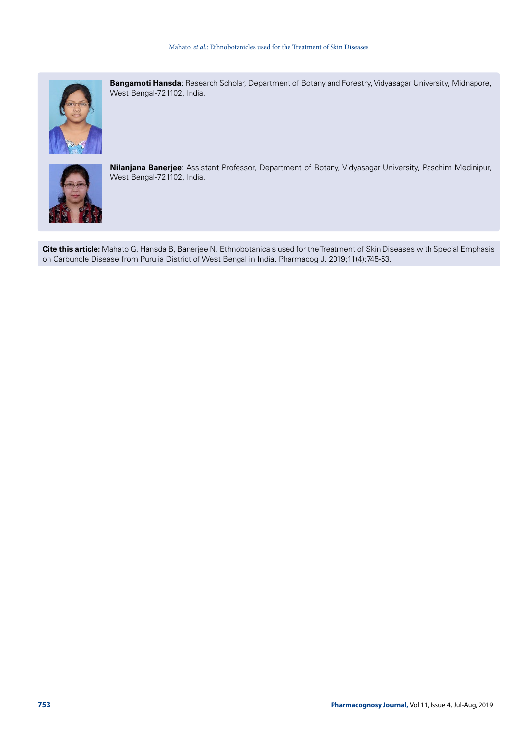**Bangamoti Hansda**: Research Scholar, Department of Botany and Forestry, Vidyasagar University, Midnapore, West Bengal-721102, India.

**Nilanjana Banerjee**: Assistant Professor, Department of Botany, Vidyasagar University, Paschim Medinipur, West Bengal-721102, India.

**Cite this article:** Mahato G, Hansda B, Banerjee N. Ethnobotanicals used for the Treatment of Skin Diseases with Special Emphasis on Carbuncle Disease from Purulia District of West Bengal in India. Pharmacog J. 2019;11(4):745-53.